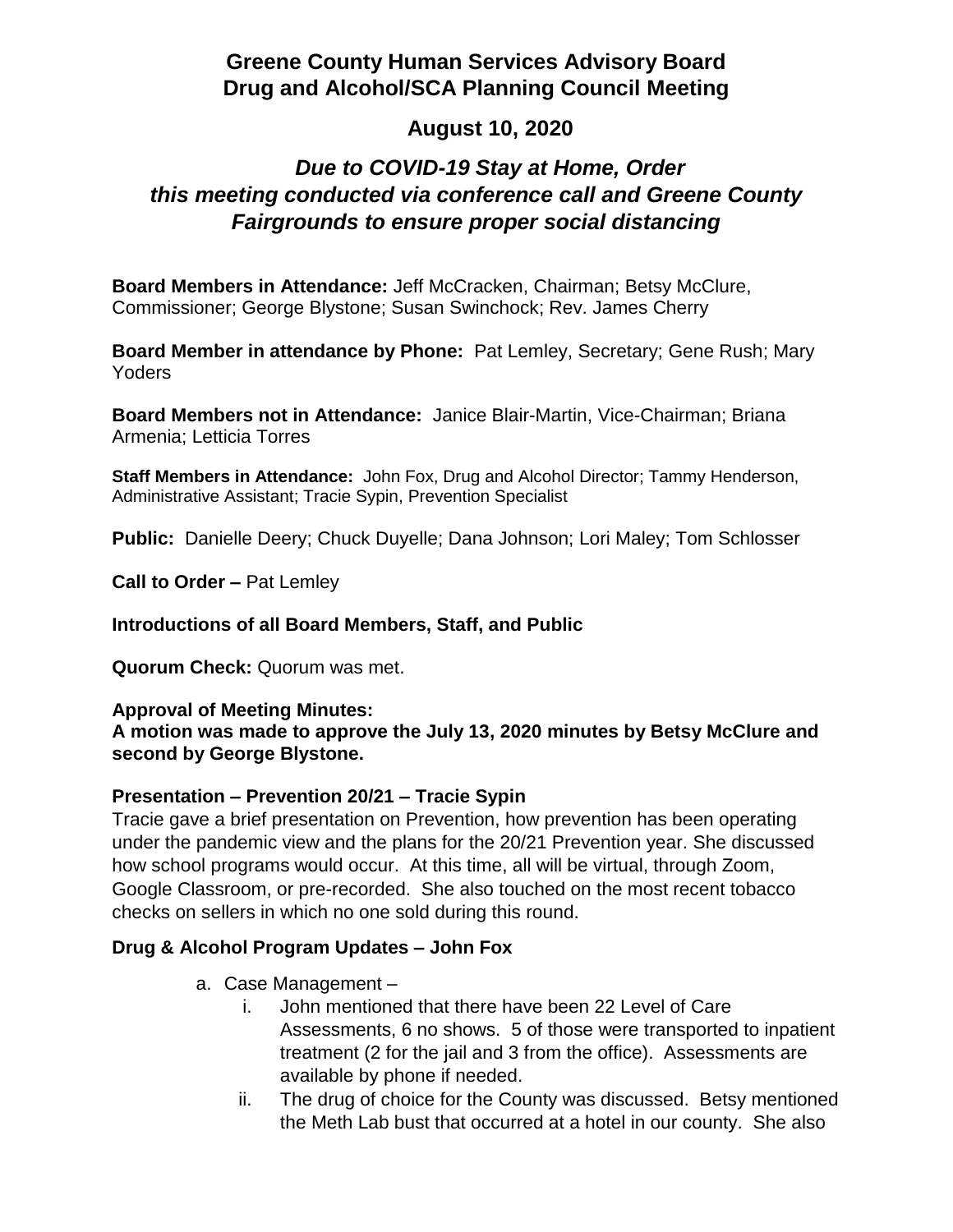# Greene County Human Services Advisory Board
# Drug and Alcohol/SCA Planning Council Meeting

## August 10, 2020

### *Due to COVID-19 Stay at Home, Order this meeting conducted via conference call and Greene County Fairgrounds to ensure proper social distancing*

**Board Members in Attendance:** Jeff McCracken, Chairman; Betsy McClure, Commissioner; George Blystone; Susan Swinchock; Rev. James Cherry

**Board Member in attendance by Phone:** Pat Lemley, Secretary; Gene Rush; Mary Yoders

**Board Members not in Attendance:** Janice Blair-Martin, Vice-Chairman; Briana Armenia; Letticia Torres

**Staff Members in Attendance:** John Fox, Drug and Alcohol Director; Tammy Henderson, Administrative Assistant; Tracie Sypin, Prevention Specialist

**Public:** Danielle Deery; Chuck Duyelle; Dana Johnson; Lori Maley; Tom Schlosser

**Call to Order –** Pat Lemley

**Introductions of all Board Members, Staff, and Public**

**Quorum Check:** Quorum was met.

**Approval of Meeting Minutes:**
**A motion was made to approve the July 13, 2020 minutes by Betsy McClure and second by George Blystone.**

**Presentation – Prevention 20/21 – Tracie Sypin**
Tracie gave a brief presentation on Prevention, how prevention has been operating under the pandemic view and the plans for the 20/21 Prevention year. She discussed how school programs would occur. At this time, all will be virtual, through Zoom, Google Classroom, or pre-recorded. She also touched on the most recent tobacco checks on sellers in which no one sold during this round.

**Drug & Alcohol Program Updates – John Fox**

a. Case Management –
   i. John mentioned that there have been 22 Level of Care Assessments, 6 no shows. 5 of those were transported to inpatient treatment (2 for the jail and 3 from the office). Assessments are available by phone if needed.
   ii. The drug of choice for the County was discussed. Betsy mentioned the Meth Lab bust that occurred at a hotel in our county. She also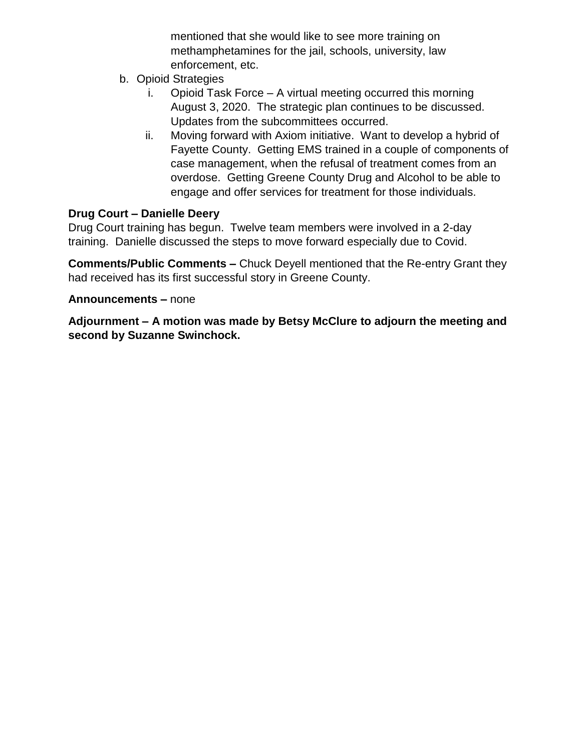mentioned that she would like to see more training on methamphetamines for the jail, schools, university, law enforcement, etc.

b. Opioid Strategies
    i. Opioid Task Force – A virtual meeting occurred this morning August 3, 2020. The strategic plan continues to be discussed. Updates from the subcommittees occurred.
    ii. Moving forward with Axiom initiative. Want to develop a hybrid of Fayette County. Getting EMS trained in a couple of components of case management, when the refusal of treatment comes from an overdose. Getting Greene County Drug and Alcohol to be able to engage and offer services for treatment for those individuals.

**Drug Court – Danielle Deery**
Drug Court training has begun. Twelve team members were involved in a 2-day training. Danielle discussed the steps to move forward especially due to Covid.

**Comments/Public Comments –** Chuck Deyell mentioned that the Re-entry Grant they had received has its first successful story in Greene County.

**Announcements –** none

**Adjournment – A motion was made by Betsy McClure to adjourn the meeting and second by Suzanne Swinchock.**